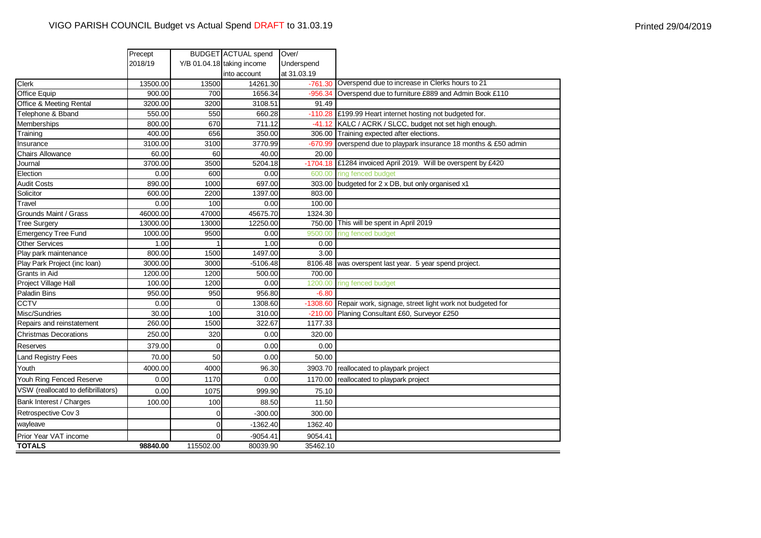# VIGO PARISH COUNCIL Budget vs Actual Spend DRAFT to 31.03.19

Printed 29/04/2019

| | Precept 2018/19 | BUDGET Y/B 01.04.18 | ACTUAL spend taking income into account | Over/ Underspend at 31.03.19 | |
|---|---|---|---|---|---|
| Clerk | 13500.00 | 13500 | 14261.30 | -761.30 | Overspend due to increase in Clerks hours to 21 |
| Office Equip | 900.00 | 700 | 1656.34 | -956.34 | Overspend due to furniture £889 and Admin Book £110 |
| Office & Meeting Rental | 3200.00 | 3200 | 3108.51 | 91.49 | |
| Telephone & Bband | 550.00 | 550 | 660.28 | -110.28 | £199.99 Heart internet hosting not budgeted for. |
| Memberships | 800.00 | 670 | 711.12 | -41.12 | KALC / ACRK / SLCC, budget not set high enough. |
| Training | 400.00 | 656 | 350.00 | 306.00 | Training expected after elections. |
| Insurance | 3100.00 | 3100 | 3770.99 | -670.99 | overspend due to playpark insurance 18 months & £50 admin |
| Chairs Allowance | 60.00 | 60 | 40.00 | 20.00 | |
| Journal | 3700.00 | 3500 | 5204.18 | -1704.18 | £1284 invoiced April 2019. Will be overspent by £420 |
| Election | 0.00 | 600 | 0.00 | 600.00 | ring fenced budget |
| Audit Costs | 890.00 | 1000 | 697.00 | 303.00 | budgeted for 2 x DB, but only organised x1 |
| Solicitor | 600.00 | 2200 | 1397.00 | 803.00 | |
| Travel | 0.00 | 100 | 0.00 | 100.00 | |
| Grounds Maint / Grass | 46000.00 | 47000 | 45675.70 | 1324.30 | |
| Tree Surgery | 13000.00 | 13000 | 12250.00 | 750.00 | This will be spent in April 2019 |
| Emergency Tree Fund | 1000.00 | 9500 | 0.00 | 9500.00 | ring fenced budget |
| Other Services | 1.00 | 1 | 1.00 | 0.00 | |
| Play park maintenance | 800.00 | 1500 | 1497.00 | 3.00 | |
| Play Park Project (inc loan) | 3000.00 | 3000 | -5106.48 | 8106.48 | was overspent last year. 5 year spend project. |
| Grants in Aid | 1200.00 | 1200 | 500.00 | 700.00 | |
| Project Village Hall | 100.00 | 1200 | 0.00 | 1200.00 | ring fenced budget |
| Paladin Bins | 950.00 | 950 | 956.80 | -6.80 | |
| CCTV | 0.00 | 0 | 1308.60 | -1308.60 | Repair work, signage, street light work not budgeted for |
| Misc/Sundries | 30.00 | 100 | 310.00 | -210.00 | Planing Consultant £60, Surveyor £250 |
| Repairs and reinstatement | 260.00 | 1500 | 322.67 | 1177.33 | |
| Christmas Decorations | 250.00 | 320 | 0.00 | 320.00 | |
| Reserves | 379.00 | 0 | 0.00 | 0.00 | |
| Land Registry Fees | 70.00 | 50 | 0.00 | 50.00 | |
| Youth | 4000.00 | 4000 | 96.30 | 3903.70 | reallocated to playpark project |
| Youh Ring Fenced Reserve | 0.00 | 1170 | 0.00 | 1170.00 | reallocated to playpark project |
| VSW (reallocatd to defibrillators) | 0.00 | 1075 | 999.90 | 75.10 | |
| Bank Interest / Charges | 100.00 | 100 | 88.50 | 11.50 | |
| Retrospective Cov 3 | | 0 | -300.00 | 300.00 | |
| wayleave | | 0 | -1362.40 | 1362.40 | |
| Prior Year VAT income | | 0 | -9054.41 | 9054.41 | |
| **TOTALS** | **98840.00** | 115502.00 | 80039.90 | 35462.10 | |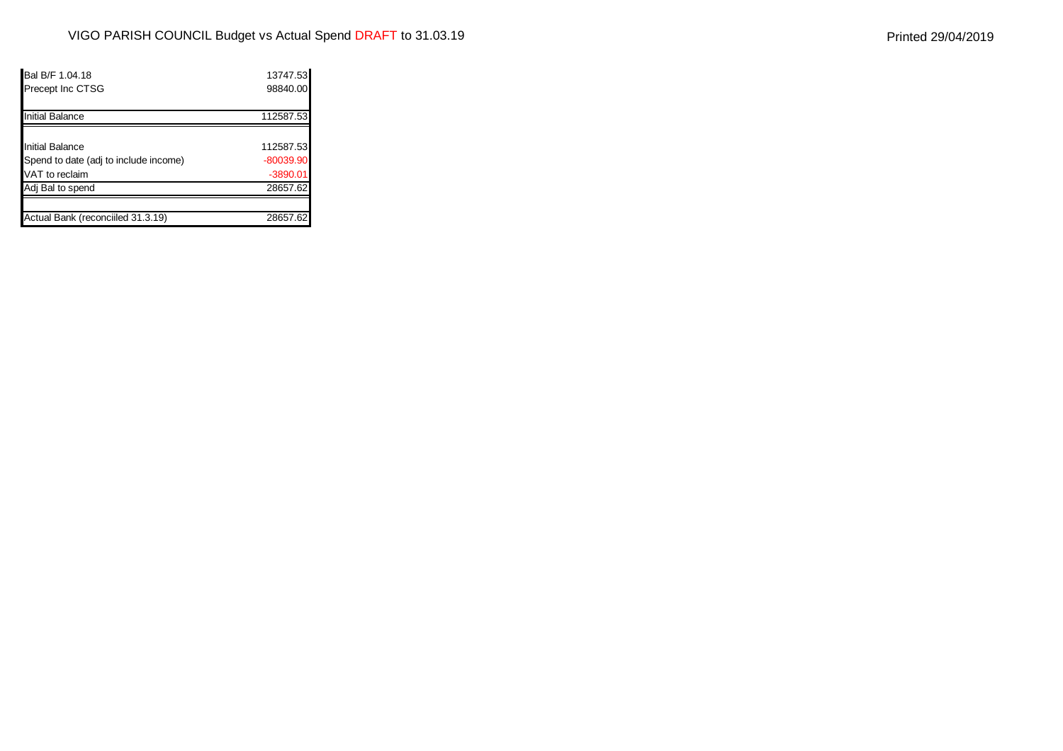# VIGO PARISH COUNCIL Budget vs Actual Spend DRAFT to 31.03.19

Printed 29/04/2019

| | |
|---|---|
| Bal B/F 1.04.18 | 13747.53 |
| Precept Inc CTSG | 98840.00 |
| | |
| Initial Balance | 112587.53 |
| | |
| Initial Balance | 112587.53 |
| Spend to date (adj to include income) | -80039.90 |
| VAT to reclaim | -3890.01 |
| Adj Bal to spend | 28657.62 |
| | |
| Actual Bank (reconciiled 31.3.19) | 28657.62 |